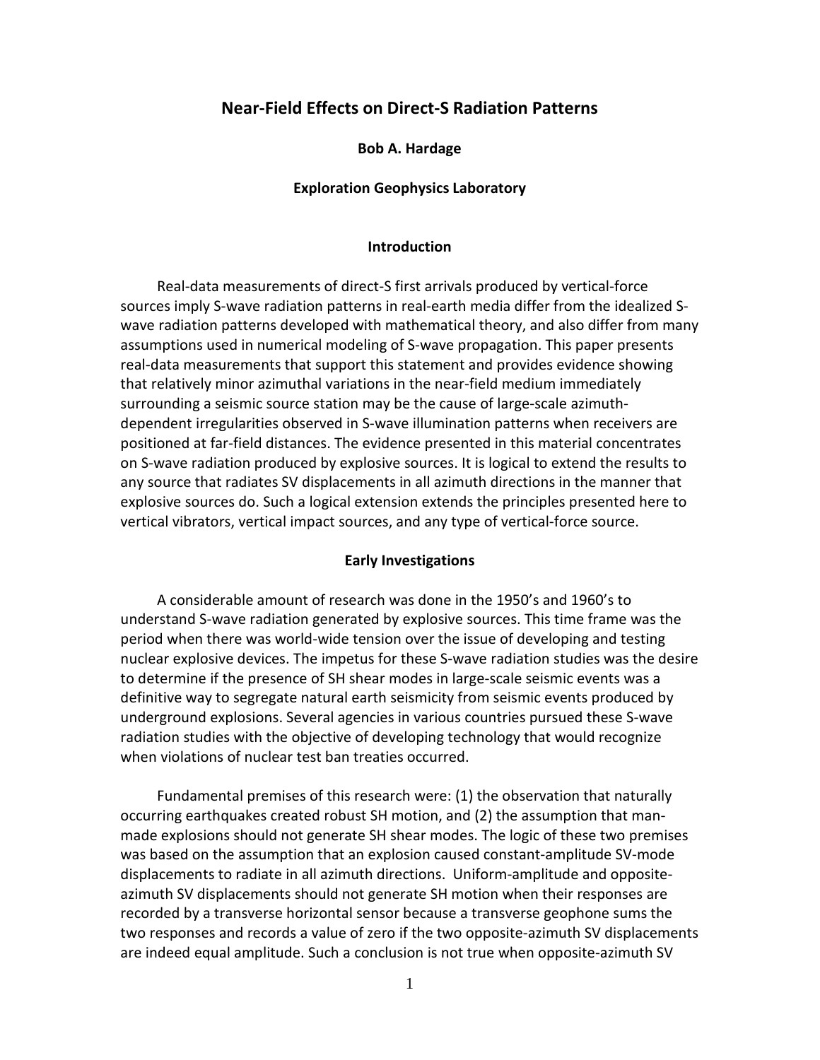# Near-Field Effects on Direct-S Radiation Patterns

**Bob A. Hardage**

**Exploration Geophysics Laboratory**

## Introduction

Real-data measurements of direct-S first arrivals produced by vertical-force sources imply S-wave radiation patterns in real-earth media differ from the idealized S-wave radiation patterns developed with mathematical theory, and also differ from many assumptions used in numerical modeling of S-wave propagation. This paper presents real-data measurements that support this statement and provides evidence showing that relatively minor azimuthal variations in the near-field medium immediately surrounding a seismic source station may be the cause of large-scale azimuth-dependent irregularities observed in S-wave illumination patterns when receivers are positioned at far-field distances. The evidence presented in this material concentrates on S-wave radiation produced by explosive sources. It is logical to extend the results to any source that radiates SV displacements in all azimuth directions in the manner that explosive sources do. Such a logical extension extends the principles presented here to vertical vibrators, vertical impact sources, and any type of vertical-force source.

## Early Investigations

A considerable amount of research was done in the 1950's and 1960's to understand S-wave radiation generated by explosive sources. This time frame was the period when there was world-wide tension over the issue of developing and testing nuclear explosive devices. The impetus for these S-wave radiation studies was the desire to determine if the presence of SH shear modes in large-scale seismic events was a definitive way to segregate natural earth seismicity from seismic events produced by underground explosions. Several agencies in various countries pursued these S-wave radiation studies with the objective of developing technology that would recognize when violations of nuclear test ban treaties occurred.

Fundamental premises of this research were: (1) the observation that naturally occurring earthquakes created robust SH motion, and (2) the assumption that man-made explosions should not generate SH shear modes. The logic of these two premises was based on the assumption that an explosion caused constant-amplitude SV-mode displacements to radiate in all azimuth directions. Uniform-amplitude and opposite-azimuth SV displacements should not generate SH motion when their responses are recorded by a transverse horizontal sensor because a transverse geophone sums the two responses and records a value of zero if the two opposite-azimuth SV displacements are indeed equal amplitude. Such a conclusion is not true when opposite-azimuth SV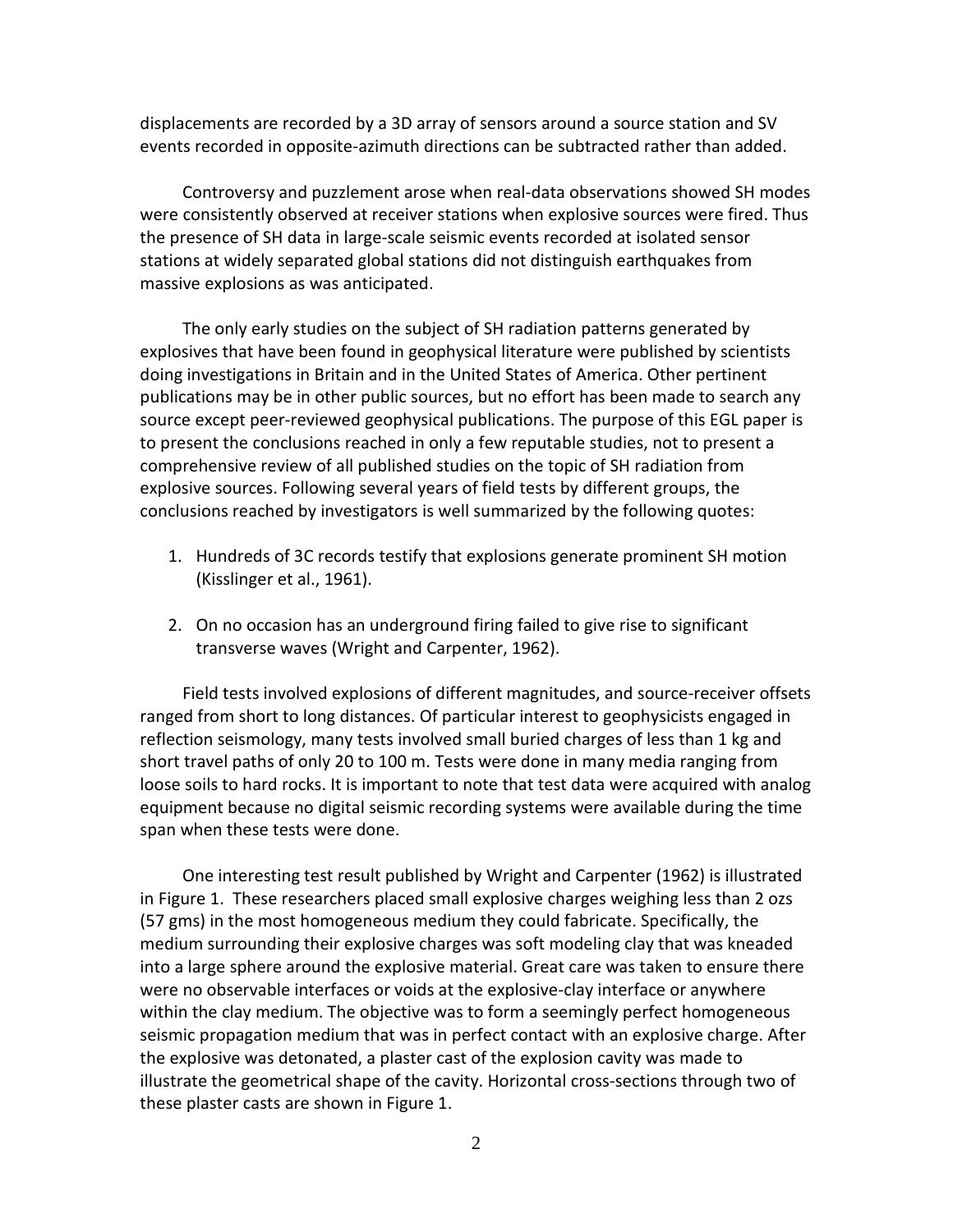displacements are recorded by a 3D array of sensors around a source station and SV events recorded in opposite-azimuth directions can be subtracted rather than added.

Controversy and puzzlement arose when real-data observations showed SH modes were consistently observed at receiver stations when explosive sources were fired. Thus the presence of SH data in large-scale seismic events recorded at isolated sensor stations at widely separated global stations did not distinguish earthquakes from massive explosions as was anticipated.

The only early studies on the subject of SH radiation patterns generated by explosives that have been found in geophysical literature were published by scientists doing investigations in Britain and in the United States of America. Other pertinent publications may be in other public sources, but no effort has been made to search any source except peer-reviewed geophysical publications. The purpose of this EGL paper is to present the conclusions reached in only a few reputable studies, not to present a comprehensive review of all published studies on the topic of SH radiation from explosive sources. Following several years of field tests by different groups, the conclusions reached by investigators is well summarized by the following quotes:

1. Hundreds of 3C records testify that explosions generate prominent SH motion (Kisslinger et al., 1961).

2. On no occasion has an underground firing failed to give rise to significant transverse waves (Wright and Carpenter, 1962).

Field tests involved explosions of different magnitudes, and source-receiver offsets ranged from short to long distances. Of particular interest to geophysicists engaged in reflection seismology, many tests involved small buried charges of less than 1 kg and short travel paths of only 20 to 100 m. Tests were done in many media ranging from loose soils to hard rocks. It is important to note that test data were acquired with analog equipment because no digital seismic recording systems were available during the time span when these tests were done.

One interesting test result published by Wright and Carpenter (1962) is illustrated in Figure 1. These researchers placed small explosive charges weighing less than 2 ozs (57 gms) in the most homogeneous medium they could fabricate. Specifically, the medium surrounding their explosive charges was soft modeling clay that was kneaded into a large sphere around the explosive material. Great care was taken to ensure there were no observable interfaces or voids at the explosive-clay interface or anywhere within the clay medium. The objective was to form a seemingly perfect homogeneous seismic propagation medium that was in perfect contact with an explosive charge. After the explosive was detonated, a plaster cast of the explosion cavity was made to illustrate the geometrical shape of the cavity. Horizontal cross-sections through two of these plaster casts are shown in Figure 1.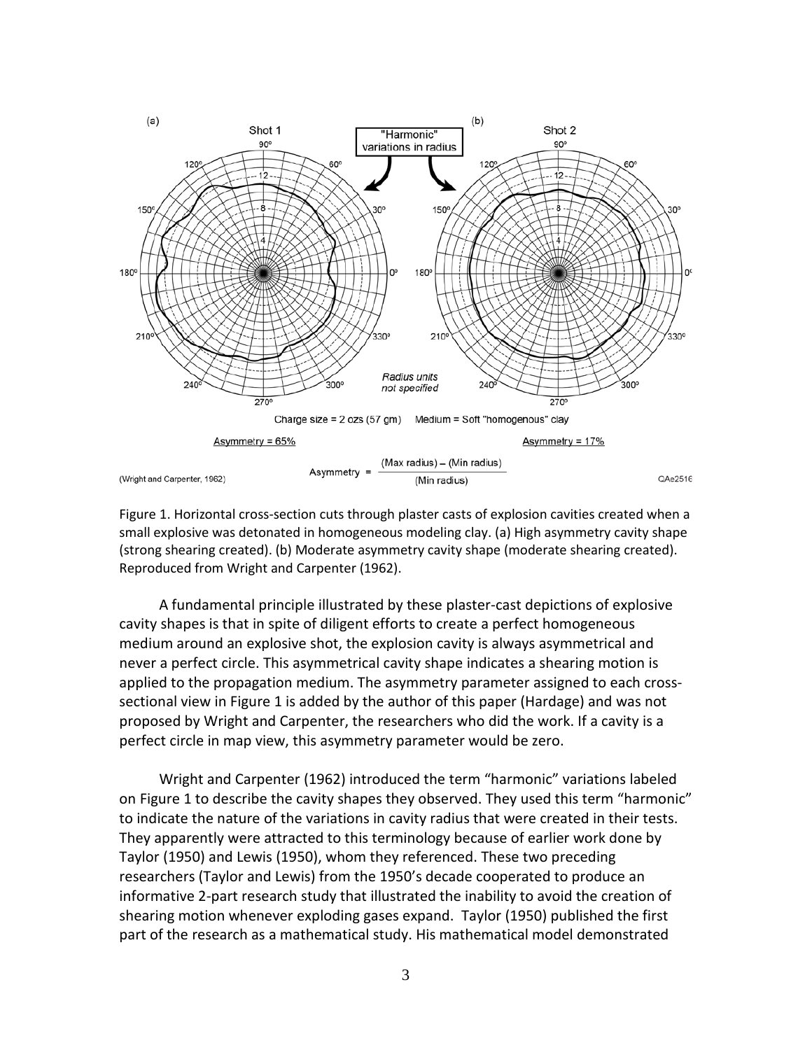Figure 1. Horizontal cross-section cuts through plaster casts of explosion cavities created when a small explosive was detonated in homogeneous modeling clay. (a) High asymmetry cavity shape (strong shearing created). (b) Moderate asymmetry cavity shape (moderate shearing created). Reproduced from Wright and Carpenter (1962).

A fundamental principle illustrated by these plaster-cast depictions of explosive cavity shapes is that in spite of diligent efforts to create a perfect homogeneous medium around an explosive shot, the explosion cavity is always asymmetrical and never a perfect circle. This asymmetrical cavity shape indicates a shearing motion is applied to the propagation medium. The asymmetry parameter assigned to each cross-sectional view in Figure 1 is added by the author of this paper (Hardage) and was not proposed by Wright and Carpenter, the researchers who did the work. If a cavity is a perfect circle in map view, this asymmetry parameter would be zero.

Wright and Carpenter (1962) introduced the term "harmonic" variations labeled on Figure 1 to describe the cavity shapes they observed. They used this term "harmonic" to indicate the nature of the variations in cavity radius that were created in their tests. They apparently were attracted to this terminology because of earlier work done by Taylor (1950) and Lewis (1950), whom they referenced. These two preceding researchers (Taylor and Lewis) from the 1950's decade cooperated to produce an informative 2-part research study that illustrated the inability to avoid the creation of shearing motion whenever exploding gases expand. Taylor (1950) published the first part of the research as a mathematical study. His mathematical model demonstrated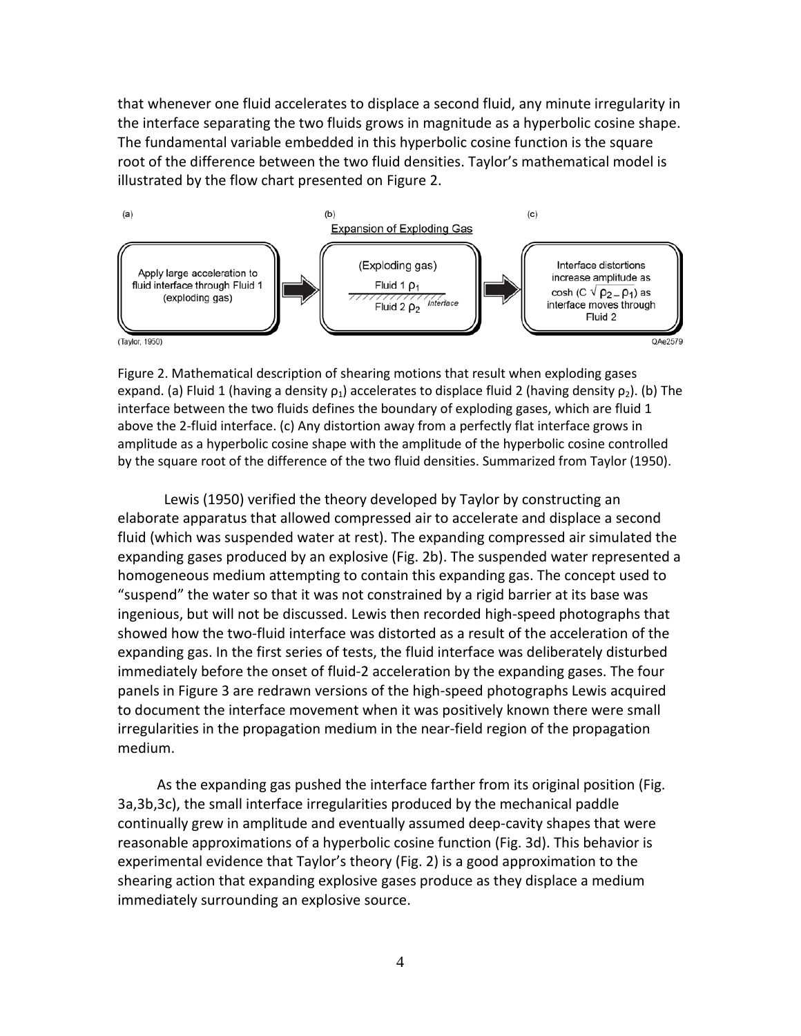that whenever one fluid accelerates to displace a second fluid, any minute irregularity in the interface separating the two fluids grows in magnitude as a hyperbolic cosine shape. The fundamental variable embedded in this hyperbolic cosine function is the square root of the difference between the two fluid densities. Taylor's mathematical model is illustrated by the flow chart presented on Figure 2.

(a) Apply large acceleration to fluid interface through Fluid 1 (exploding gas)

(b) Expansion of Exploding Gas — (Exploding gas) Fluid 1 $\rho_1$ / Interface / Fluid 2 $\rho_2$

(c) Interface distortions increase amplitude as $\cosh (C \sqrt{\rho_2 - \rho_1})$ as interface moves through Fluid 2

(Taylor, 1950) QAe2579

Figure 2. Mathematical description of shearing motions that result when exploding gases expand. (a) Fluid 1 (having a density $\rho_1$) accelerates to displace fluid 2 (having density $\rho_2$). (b) The interface between the two fluids defines the boundary of exploding gases, which are fluid 1 above the 2-fluid interface. (c) Any distortion away from a perfectly flat interface grows in amplitude as a hyperbolic cosine shape with the amplitude of the hyperbolic cosine controlled by the square root of the difference of the two fluid densities. Summarized from Taylor (1950).

Lewis (1950) verified the theory developed by Taylor by constructing an elaborate apparatus that allowed compressed air to accelerate and displace a second fluid (which was suspended water at rest). The expanding compressed air simulated the expanding gases produced by an explosive (Fig. 2b). The suspended water represented a homogeneous medium attempting to contain this expanding gas. The concept used to "suspend" the water so that it was not constrained by a rigid barrier at its base was ingenious, but will not be discussed. Lewis then recorded high-speed photographs that showed how the two-fluid interface was distorted as a result of the acceleration of the expanding gas. In the first series of tests, the fluid interface was deliberately disturbed immediately before the onset of fluid-2 acceleration by the expanding gases. The four panels in Figure 3 are redrawn versions of the high-speed photographs Lewis acquired to document the interface movement when it was positively known there were small irregularities in the propagation medium in the near-field region of the propagation medium.

As the expanding gas pushed the interface farther from its original position (Fig. 3a,3b,3c), the small interface irregularities produced by the mechanical paddle continually grew in amplitude and eventually assumed deep-cavity shapes that were reasonable approximations of a hyperbolic cosine function (Fig. 3d). This behavior is experimental evidence that Taylor's theory (Fig. 2) is a good approximation to the shearing action that expanding explosive gases produce as they displace a medium immediately surrounding an explosive source.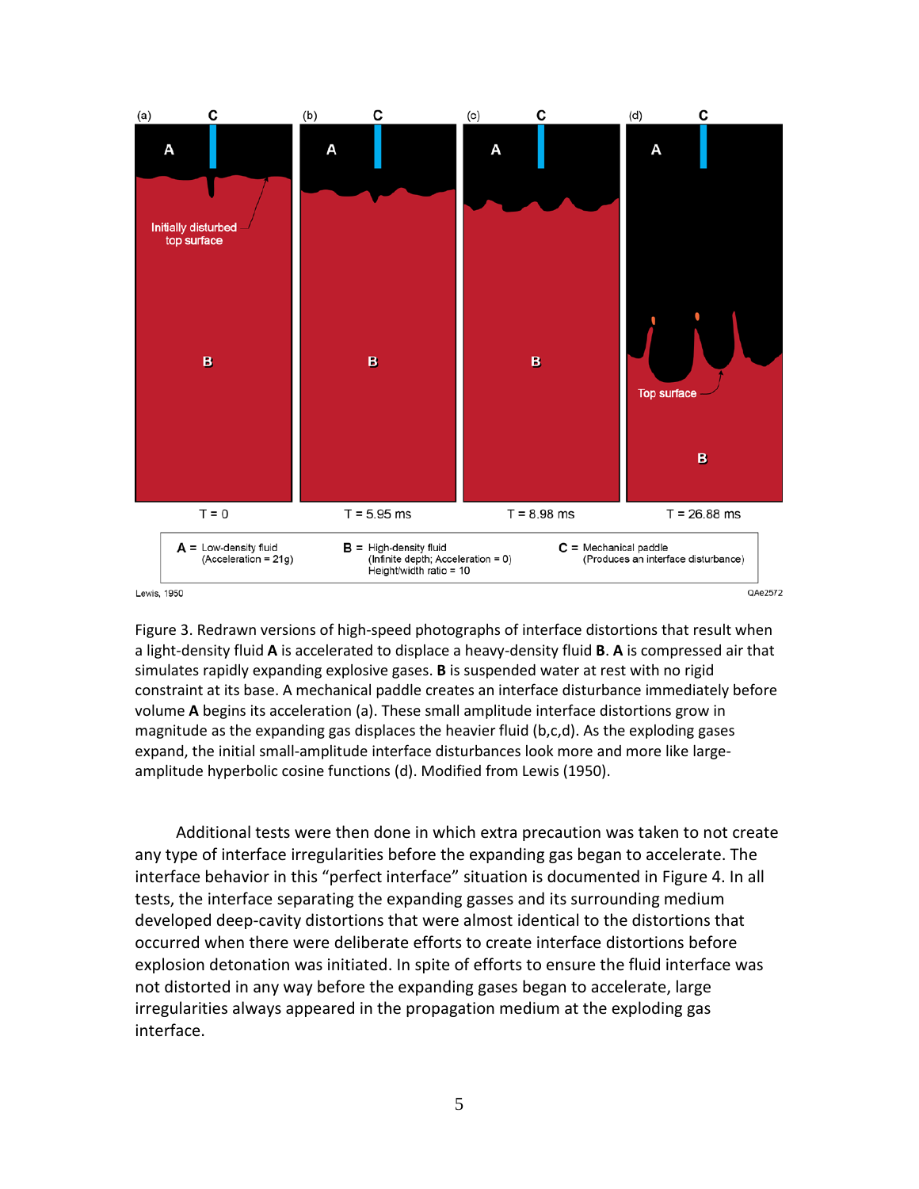Figure 3. Redrawn versions of high-speed photographs of interface distortions that result when a light-density fluid **A** is accelerated to displace a heavy-density fluid **B**. **A** is compressed air that simulates rapidly expanding explosive gases. **B** is suspended water at rest with no rigid constraint at its base. A mechanical paddle creates an interface disturbance immediately before volume **A** begins its acceleration (a). These small amplitude interface distortions grow in magnitude as the expanding gas displaces the heavier fluid (b,c,d). As the exploding gases expand, the initial small-amplitude interface disturbances look more and more like large-amplitude hyperbolic cosine functions (d). Modified from Lewis (1950).

Additional tests were then done in which extra precaution was taken to not create any type of interface irregularities before the expanding gas began to accelerate. The interface behavior in this "perfect interface" situation is documented in Figure 4. In all tests, the interface separating the expanding gasses and its surrounding medium developed deep-cavity distortions that were almost identical to the distortions that occurred when there were deliberate efforts to create interface distortions before explosion detonation was initiated. In spite of efforts to ensure the fluid interface was not distorted in any way before the expanding gases began to accelerate, large irregularities always appeared in the propagation medium at the exploding gas interface.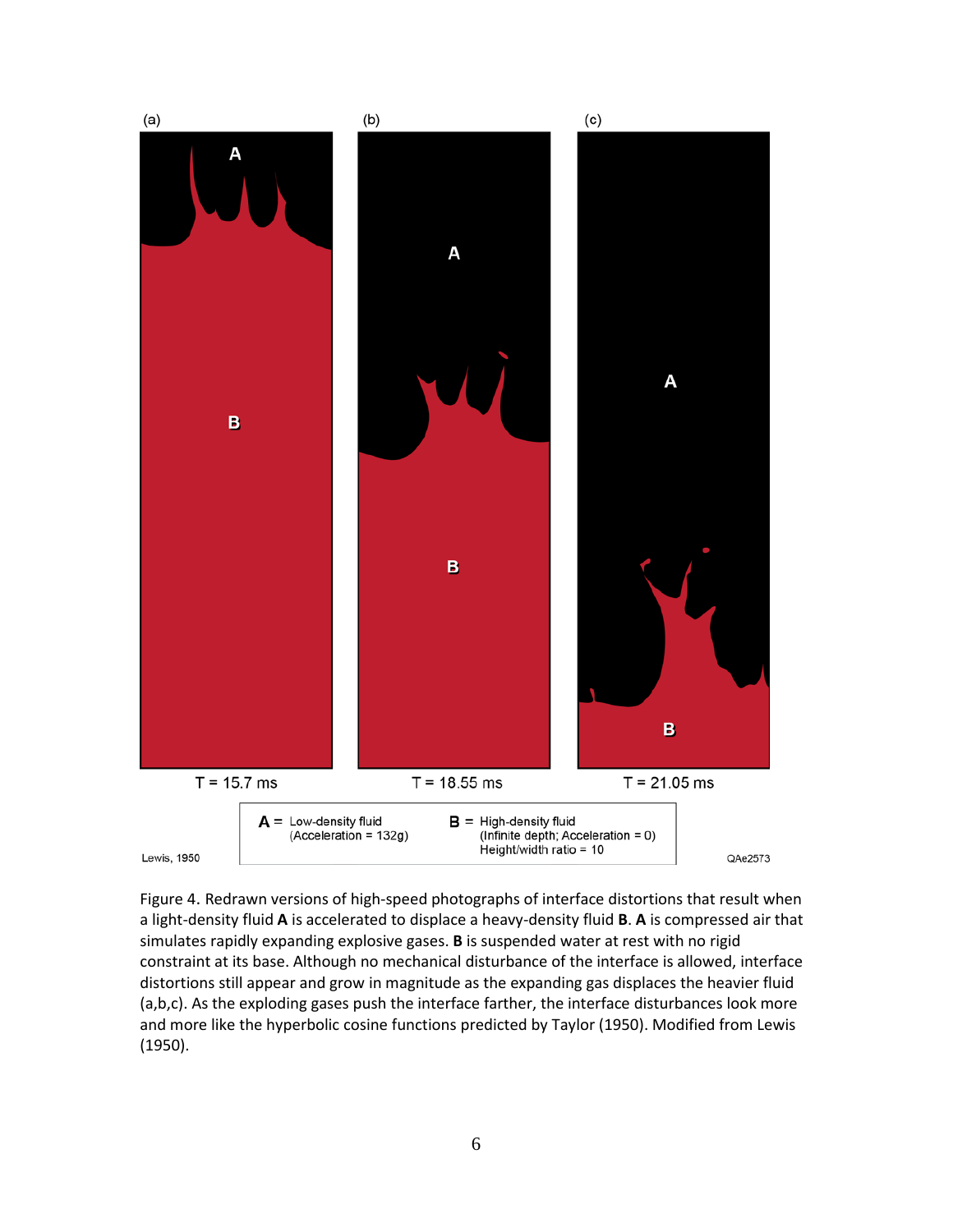Figure 4. Redrawn versions of high-speed photographs of interface distortions that result when a light-density fluid **A** is accelerated to displace a heavy-density fluid **B**. **A** is compressed air that simulates rapidly expanding explosive gases. **B** is suspended water at rest with no rigid constraint at its base. Although no mechanical disturbance of the interface is allowed, interface distortions still appear and grow in magnitude as the expanding gas displaces the heavier fluid (a,b,c). As the exploding gases push the interface farther, the interface disturbances look more and more like the hyperbolic cosine functions predicted by Taylor (1950). Modified from Lewis (1950).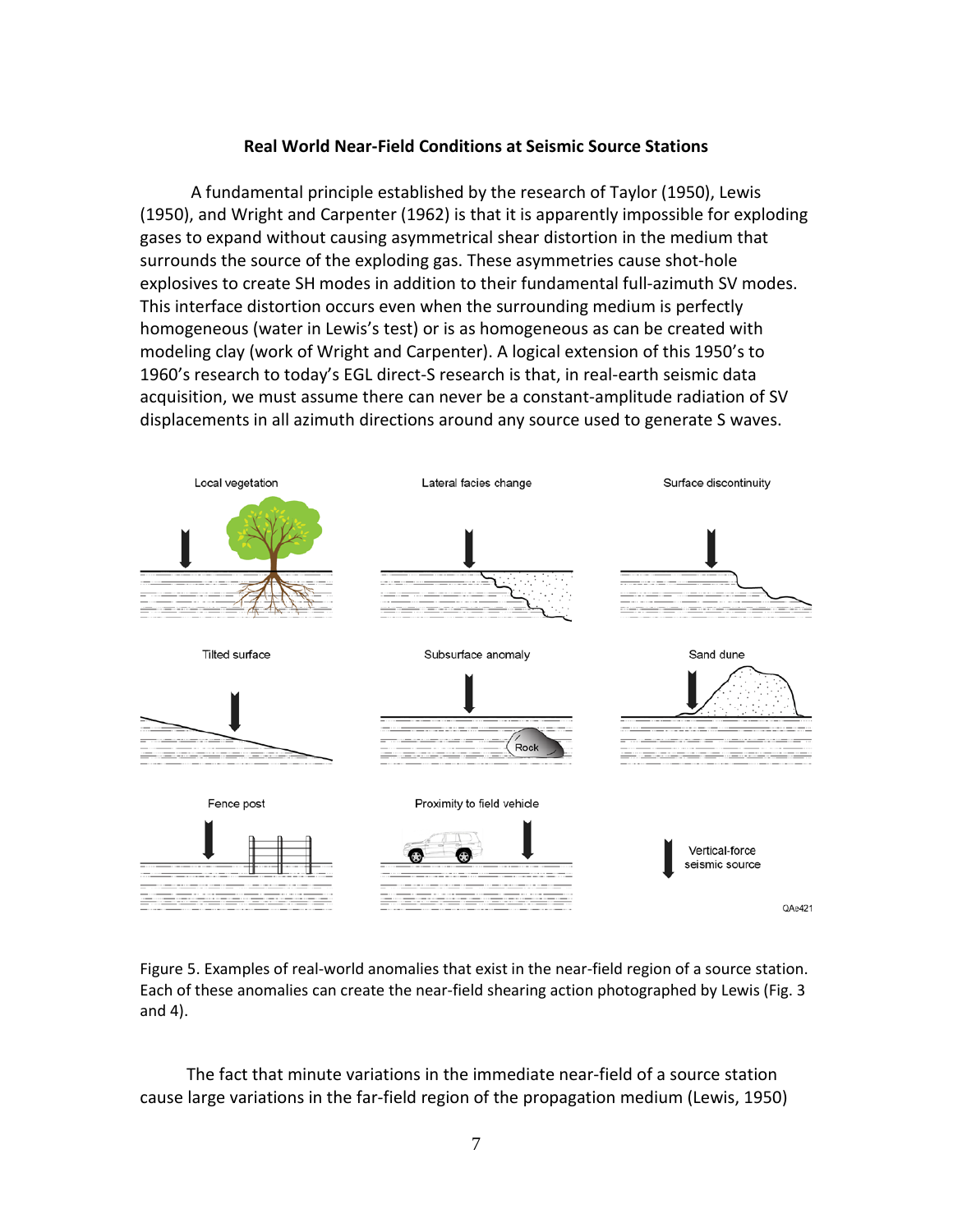**Real World Near-Field Conditions at Seismic Source Stations**

A fundamental principle established by the research of Taylor (1950), Lewis (1950), and Wright and Carpenter (1962) is that it is apparently impossible for exploding gases to expand without causing asymmetrical shear distortion in the medium that surrounds the source of the exploding gas. These asymmetries cause shot-hole explosives to create SH modes in addition to their fundamental full-azimuth SV modes. This interface distortion occurs even when the surrounding medium is perfectly homogeneous (water in Lewis's test) or is as homogeneous as can be created with modeling clay (work of Wright and Carpenter). A logical extension of this 1950's to 1960's research to today's EGL direct-S research is that, in real-earth seismic data acquisition, we must assume there can never be a constant-amplitude radiation of SV displacements in all azimuth directions around any source used to generate S waves.

Local vegetation

Lateral facies change

Surface discontinuity

Tilted surface

Subsurface anomaly

Rock

Sand dune

Fence post

Proximity to field vehicle

Vertical-force seismic source

QAe421

Figure 5. Examples of real-world anomalies that exist in the near-field region of a source station. Each of these anomalies can create the near-field shearing action photographed by Lewis (Fig. 3 and 4).

The fact that minute variations in the immediate near-field of a source station cause large variations in the far-field region of the propagation medium (Lewis, 1950)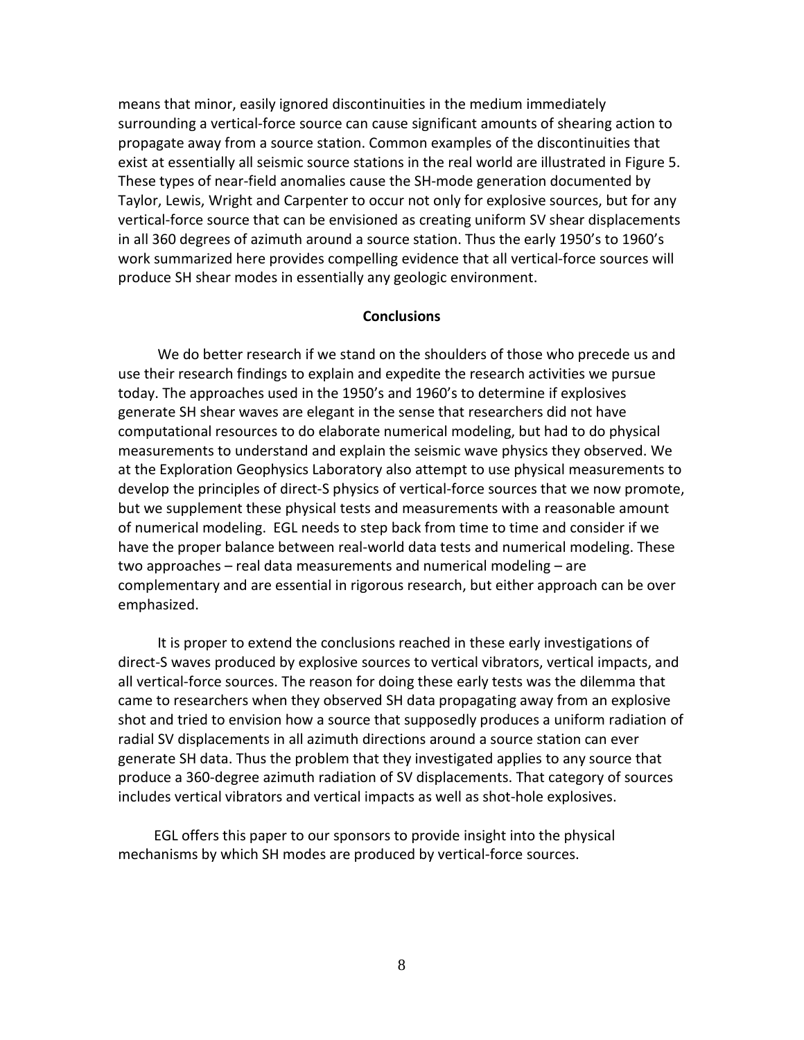means that minor, easily ignored discontinuities in the medium immediately surrounding a vertical-force source can cause significant amounts of shearing action to propagate away from a source station. Common examples of the discontinuities that exist at essentially all seismic source stations in the real world are illustrated in Figure 5. These types of near-field anomalies cause the SH-mode generation documented by Taylor, Lewis, Wright and Carpenter to occur not only for explosive sources, but for any vertical-force source that can be envisioned as creating uniform SV shear displacements in all 360 degrees of azimuth around a source station. Thus the early 1950's to 1960's work summarized here provides compelling evidence that all vertical-force sources will produce SH shear modes in essentially any geologic environment.

## Conclusions

We do better research if we stand on the shoulders of those who precede us and use their research findings to explain and expedite the research activities we pursue today. The approaches used in the 1950's and 1960's to determine if explosives generate SH shear waves are elegant in the sense that researchers did not have computational resources to do elaborate numerical modeling, but had to do physical measurements to understand and explain the seismic wave physics they observed. We at the Exploration Geophysics Laboratory also attempt to use physical measurements to develop the principles of direct-S physics of vertical-force sources that we now promote, but we supplement these physical tests and measurements with a reasonable amount of numerical modeling. EGL needs to step back from time to time and consider if we have the proper balance between real-world data tests and numerical modeling. These two approaches – real data measurements and numerical modeling – are complementary and are essential in rigorous research, but either approach can be over emphasized.

It is proper to extend the conclusions reached in these early investigations of direct-S waves produced by explosive sources to vertical vibrators, vertical impacts, and all vertical-force sources. The reason for doing these early tests was the dilemma that came to researchers when they observed SH data propagating away from an explosive shot and tried to envision how a source that supposedly produces a uniform radiation of radial SV displacements in all azimuth directions around a source station can ever generate SH data. Thus the problem that they investigated applies to any source that produce a 360-degree azimuth radiation of SV displacements. That category of sources includes vertical vibrators and vertical impacts as well as shot-hole explosives.

EGL offers this paper to our sponsors to provide insight into the physical mechanisms by which SH modes are produced by vertical-force sources.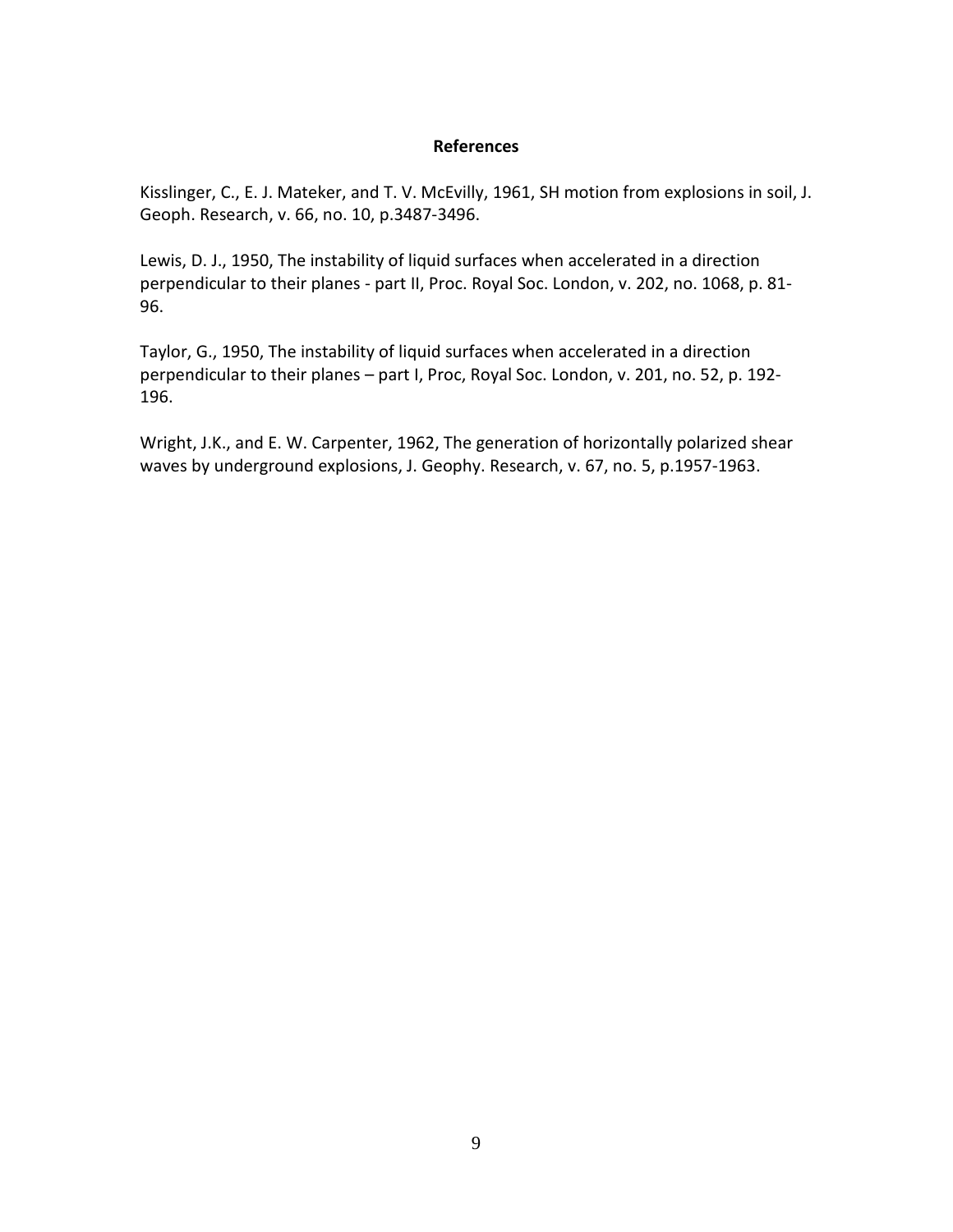## References

Kisslinger, C., E. J. Mateker, and T. V. McEvilly, 1961, SH motion from explosions in soil, J. Geoph. Research, v. 66, no. 10, p.3487-3496.

Lewis, D. J., 1950, The instability of liquid surfaces when accelerated in a direction perpendicular to their planes - part II, Proc. Royal Soc. London, v. 202, no. 1068, p. 81-96.

Taylor, G., 1950, The instability of liquid surfaces when accelerated in a direction perpendicular to their planes – part I, Proc, Royal Soc. London, v. 201, no. 52, p. 192-196.

Wright, J.K., and E. W. Carpenter, 1962, The generation of horizontally polarized shear waves by underground explosions, J. Geophy. Research, v. 67, no. 5, p.1957-1963.